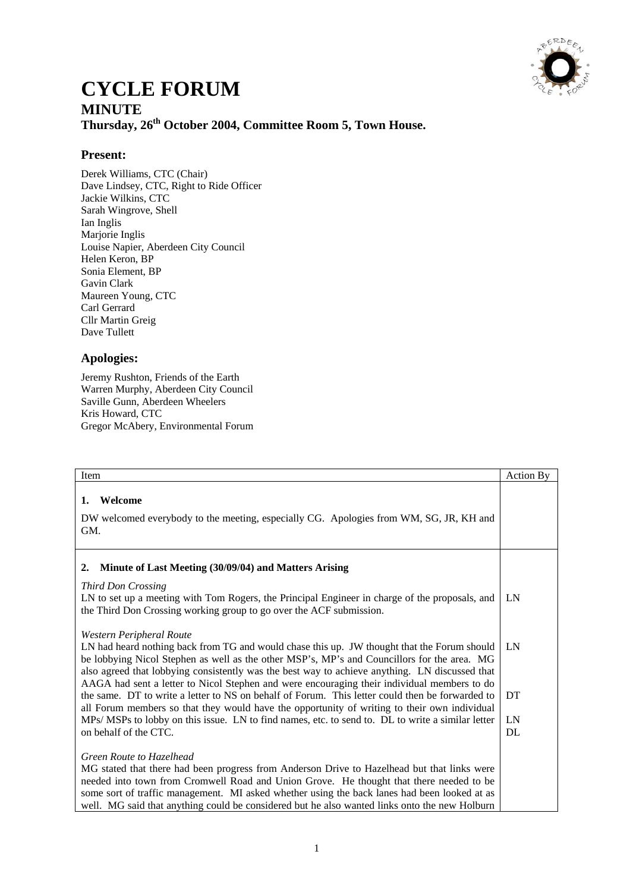# CYCLE FORUM

## MINUTE

### Thursday, 26th October 2004, Committee Room 5, Town House.

## Present:

Derek Williams, CTC (Chair)
Dave Lindsey, CTC, Right to Ride Officer
Jackie Wilkins, CTC
Sarah Wingrove, Shell
Ian Inglis
Marjorie Inglis
Louise Napier, Aberdeen City Council
Helen Keron, BP
Sonia Element, BP
Gavin Clark
Maureen Young, CTC
Carl Gerrard
Cllr Martin Greig
Dave Tullett

## Apologies:

Jeremy Rushton, Friends of the Earth
Warren Murphy, Aberdeen City Council
Saville Gunn, Aberdeen Wheelers
Kris Howard, CTC
Gregor McAbery, Environmental Forum

| Item | Action By |
|---|---|
| **1. Welcome**<br><br>DW welcomed everybody to the meeting, especially CG. Apologies from WM, SG, JR, KH and GM. | |
| **2. Minute of Last Meeting (30/09/04) and Matters Arising**<br><br>*Third Don Crossing*<br>LN to set up a meeting with Tom Rogers, the Principal Engineer in charge of the proposals, and the Third Don Crossing working group to go over the ACF submission.<br><br>*Western Peripheral Route*<br>LN had heard nothing back from TG and would chase this up. JW thought that the Forum should be lobbying Nicol Stephen as well as the other MSP's, MP's and Councillors for the area. MG also agreed that lobbying consistently was the best way to achieve anything. LN discussed that AAGA had sent a letter to Nicol Stephen and were encouraging their individual members to do the same. DT to write a letter to NS on behalf of Forum. This letter could then be forwarded to all Forum members so that they would have the opportunity of writing to their own individual MPs/ MSPs to lobby on this issue. LN to find names, etc. to send to. DL to write a similar letter on behalf of the CTC.<br><br>*Green Route to Hazelhead*<br>MG stated that there had been progress from Anderson Drive to Hazelhead but that links were needed into town from Cromwell Road and Union Grove. He thought that there needed to be some sort of traffic management. MI asked whether using the back lanes had been looked at as well. MG said that anything could be considered but he also wanted links onto the new Holburn | LN<br><br>LN<br><br>DT<br><br>LN<br>DL |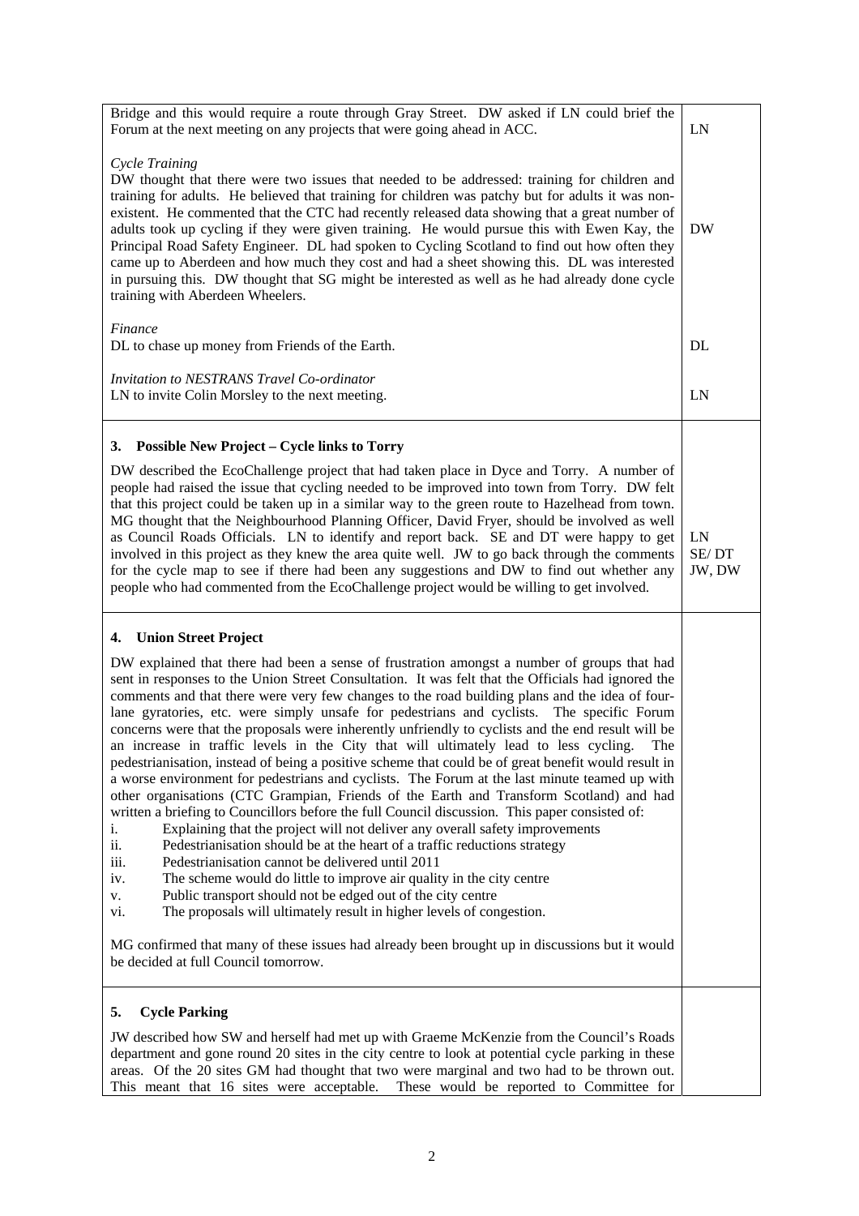| | |
|---|---|
| Bridge and this would require a route through Gray Street. DW asked if LN could brief the Forum at the next meeting on any projects that were going ahead in ACC. | LN |
| *Cycle Training*<br>DW thought that there were two issues that needed to be addressed: training for children and training for adults. He believed that training for children was patchy but for adults it was non-existent. He commented that the CTC had recently released data showing that a great number of adults took up cycling if they were given training. He would pursue this with Ewen Kay, the Principal Road Safety Engineer. DL had spoken to Cycling Scotland to find out how often they came up to Aberdeen and how much they cost and had a sheet showing this. DL was interested in pursuing this. DW thought that SG might be interested as well as he had already done cycle training with Aberdeen Wheelers. | DW |
| *Finance*<br>DL to chase up money from Friends of the Earth. | DL |
| *Invitation to NESTRANS Travel Co-ordinator*<br>LN to invite Colin Morsley to the next meeting. | LN |
| **3. Possible New Project – Cycle links to Torry**<br>DW described the EcoChallenge project that had taken place in Dyce and Torry. A number of people had raised the issue that cycling needed to be improved into town from Torry. DW felt that this project could be taken up in a similar way to the green route to Hazelhead from town. MG thought that the Neighbourhood Planning Officer, David Fryer, should be involved as well as Council Roads Officials. LN to identify and report back. SE and DT were happy to get involved in this project as they knew the area quite well. JW to go back through the comments for the cycle map to see if there had been any suggestions and DW to find out whether any people who had commented from the EcoChallenge project would be willing to get involved. | LN<br>SE/ DT<br>JW, DW |
| **4. Union Street Project**<br>DW explained that there had been a sense of frustration amongst a number of groups that had sent in responses to the Union Street Consultation. It was felt that the Officials had ignored the comments and that there were very few changes to the road building plans and the idea of four-lane gyratories, etc. were simply unsafe for pedestrians and cyclists. The specific Forum concerns were that the proposals were inherently unfriendly to cyclists and the end result will be an increase in traffic levels in the City that will ultimately lead to less cycling. The pedestrianisation, instead of being a positive scheme that could be of great benefit would result in a worse environment for pedestrians and cyclists. The Forum at the last minute teamed up with other organisations (CTC Grampian, Friends of the Earth and Transform Scotland) and had written a briefing to Councillors before the full Council discussion. This paper consisted of:<br>i. Explaining that the project will not deliver any overall safety improvements<br>ii. Pedestrianisation should be at the heart of a traffic reductions strategy<br>iii. Pedestrianisation cannot be delivered until 2011<br>iv. The scheme would do little to improve air quality in the city centre<br>v. Public transport should not be edged out of the city centre<br>vi. The proposals will ultimately result in higher levels of congestion.<br><br>MG confirmed that many of these issues had already been brought up in discussions but it would be decided at full Council tomorrow. | |
| **5. Cycle Parking**<br>JW described how SW and herself had met up with Graeme McKenzie from the Council's Roads department and gone round 20 sites in the city centre to look at potential cycle parking in these areas. Of the 20 sites GM had thought that two were marginal and two had to be thrown out. This meant that 16 sites were acceptable. These would be reported to Committee for | |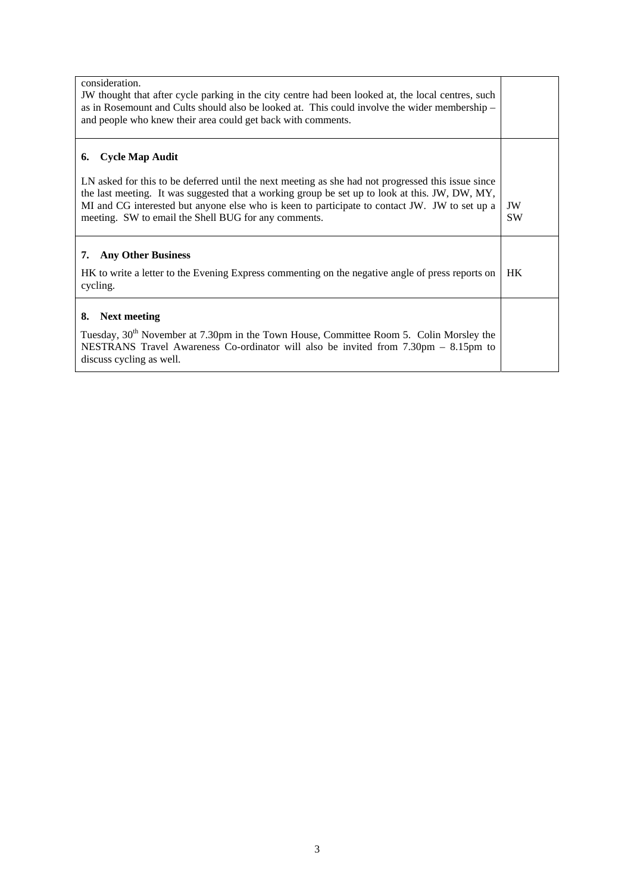| | |
|---|---|
| consideration.<br>JW thought that after cycle parking in the city centre had been looked at, the local centres, such as in Rosemount and Cults should also be looked at. This could involve the wider membership – and people who knew their area could get back with comments. | |
| **6. Cycle Map Audit**<br><br>LN asked for this to be deferred until the next meeting as she had not progressed this issue since the last meeting. It was suggested that a working group be set up to look at this. JW, DW, MY, MI and CG interested but anyone else who is keen to participate to contact JW. JW to set up a meeting. SW to email the Shell BUG for any comments. | JW<br>SW |
| **7. Any Other Business**<br><br>HK to write a letter to the Evening Express commenting on the negative angle of press reports on cycling. | HK |
| **8. Next meeting**<br><br>Tuesday, 30th November at 7.30pm in the Town House, Committee Room 5. Colin Morsley the NESTRANS Travel Awareness Co-ordinator will also be invited from 7.30pm – 8.15pm to discuss cycling as well. | |